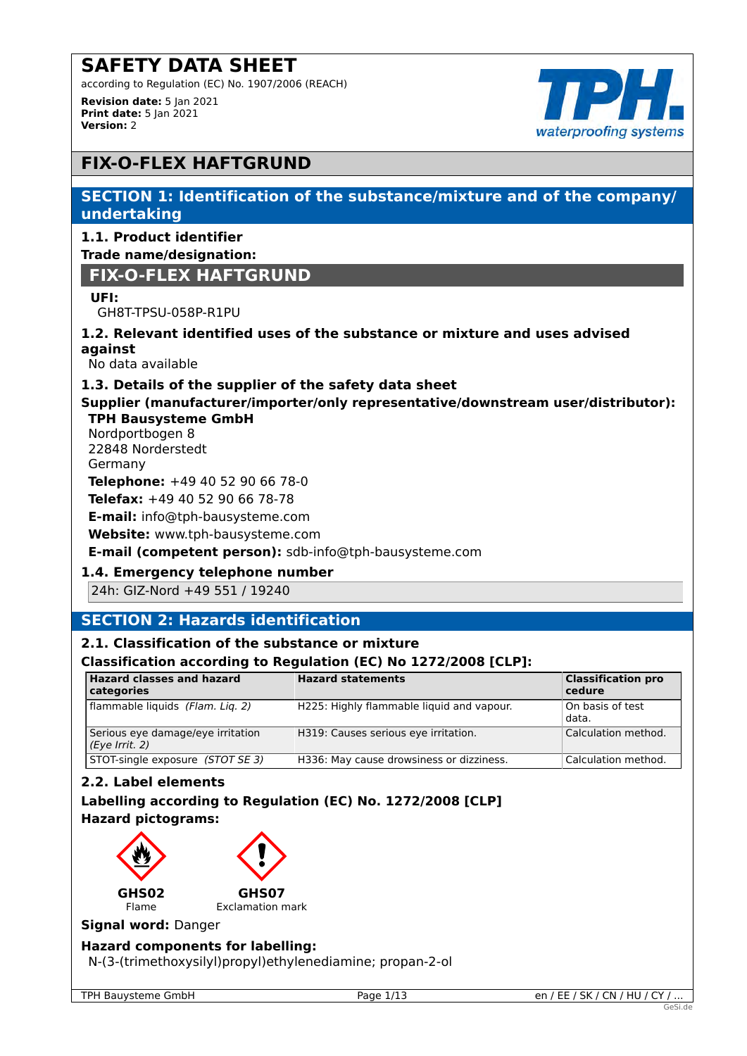# SAFETY DATA SHEET

according to Regulation (EC) No. 1907/2006 (REACH)

**Revision date:** 5 Jan 2021
**Print date:** 5 Jan 2021
**Version:** 2

TPH. waterproofing systems

# FIX-O-FLEX HAFTGRUND

## SECTION 1: Identification of the substance/mixture and of the company/ undertaking

### 1.1. Product identifier

**Trade name/designation:**

**FIX-O-FLEX HAFTGRUND**

**UFI:**
GH8T-TPSU-058P-R1PU

### 1.2. Relevant identified uses of the substance or mixture and uses advised against

No data available

### 1.3. Details of the supplier of the safety data sheet

**Supplier (manufacturer/importer/only representative/downstream user/distributor):**

**TPH Bausysteme GmbH**
Nordportbogen 8
22848 Norderstedt
Germany

**Telephone:** +49 40 52 90 66 78-0

**Telefax:** +49 40 52 90 66 78-78

**E-mail:** info@tph-bausysteme.com

**Website:** www.tph-bausysteme.com

**E-mail (competent person):** sdb-info@tph-bausysteme.com

### 1.4. Emergency telephone number

24h: GIZ-Nord +49 551 / 19240

## SECTION 2: Hazards identification

### 2.1. Classification of the substance or mixture

**Classification according to Regulation (EC) No 1272/2008 [CLP]:**

| Hazard classes and hazard categories | Hazard statements | Classification procedure |
|---|---|---|
| flammable liquids *(Flam. Liq. 2)* | H225: Highly flammable liquid and vapour. | On basis of test data. |
| Serious eye damage/eye irritation *(Eye Irrit. 2)* | H319: Causes serious eye irritation. | Calculation method. |
| STOT-single exposure *(STOT SE 3)* | H336: May cause drowsiness or dizziness. | Calculation method. |

### 2.2. Label elements

**Labelling according to Regulation (EC) No. 1272/2008 [CLP]**

**Hazard pictograms:**

**GHS02**
Flame

**GHS07**
Exclamation mark

**Signal word:** Danger

**Hazard components for labelling:**

N-(3-(trimethoxysilyl)propyl)ethylenediamine; propan-2-ol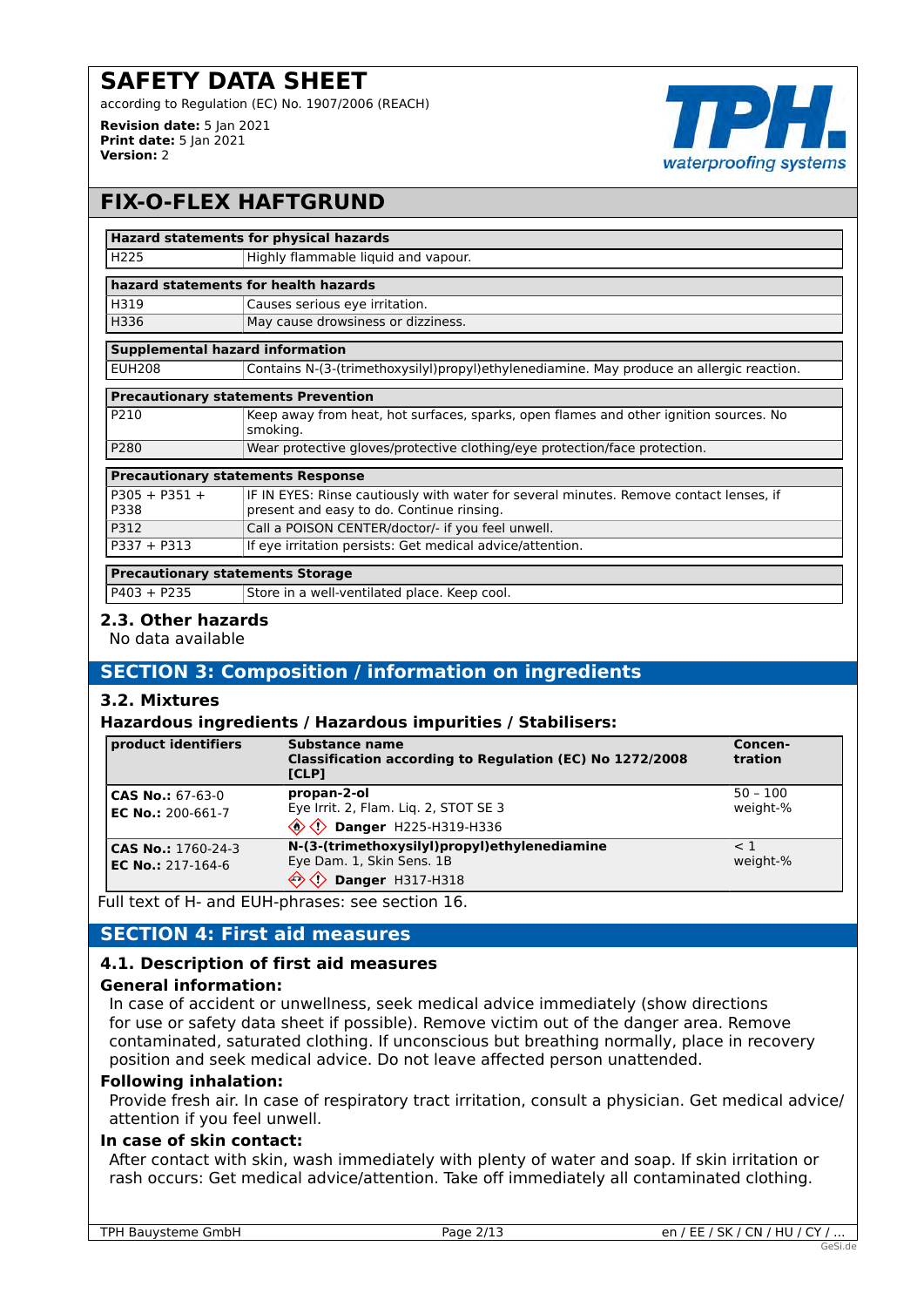# SAFETY DATA SHEET

according to Regulation (EC) No. 1907/2006 (REACH)

**Revision date:** 5 Jan 2021
**Print date:** 5 Jan 2021
**Version:** 2

## FIX-O-FLEX HAFTGRUND

| Hazard statements for physical hazards | |
|---|---|
| H225 | Highly flammable liquid and vapour. |

| hazard statements for health hazards | |
|---|---|
| H319 | Causes serious eye irritation. |
| H336 | May cause drowsiness or dizziness. |

| Supplemental hazard information | |
|---|---|
| EUH208 | Contains N-(3-(trimethoxysilyl)propyl)ethylenediamine. May produce an allergic reaction. |

| Precautionary statements Prevention | |
|---|---|
| P210 | Keep away from heat, hot surfaces, sparks, open flames and other ignition sources. No smoking. |
| P280 | Wear protective gloves/protective clothing/eye protection/face protection. |

| Precautionary statements Response | |
|---|---|
| P305 + P351 + P338 | IF IN EYES: Rinse cautiously with water for several minutes. Remove contact lenses, if present and easy to do. Continue rinsing. |
| P312 | Call a POISON CENTER/doctor/- if you feel unwell. |
| P337 + P313 | If eye irritation persists: Get medical advice/attention. |

| Precautionary statements Storage | |
|---|---|
| P403 + P235 | Store in a well-ventilated place. Keep cool. |

### 2.3. Other hazards

No data available

## SECTION 3: Composition / information on ingredients

### 3.2. Mixtures

**Hazardous ingredients / Hazardous impurities / Stabilisers:**

| product identifiers | Substance name<br>Classification according to Regulation (EC) No 1272/2008 [CLP] | Concen-tration |
|---|---|---|
| **CAS No.:** 67-63-0<br>**EC No.:** 200-661-7 | **propan-2-ol**<br>Eye Irrit. 2, Flam. Liq. 2, STOT SE 3<br>**Danger** H225-H319-H336 | 50 – 100 weight-% |
| **CAS No.:** 1760-24-3<br>**EC No.:** 217-164-6 | **N-(3-(trimethoxysilyl)propyl)ethylenediamine**<br>Eye Dam. 1, Skin Sens. 1B<br>**Danger** H317-H318 | < 1 weight-% |

Full text of H- and EUH-phrases: see section 16.

## SECTION 4: First aid measures

### 4.1. Description of first aid measures

**General information:**

In case of accident or unwellness, seek medical advice immediately (show directions for use or safety data sheet if possible). Remove victim out of the danger area. Remove contaminated, saturated clothing. If unconscious but breathing normally, place in recovery position and seek medical advice. Do not leave affected person unattended.

**Following inhalation:**

Provide fresh air. In case of respiratory tract irritation, consult a physician. Get medical advice/attention if you feel unwell.

**In case of skin contact:**

After contact with skin, wash immediately with plenty of water and soap. If skin irritation or rash occurs: Get medical advice/attention. Take off immediately all contaminated clothing.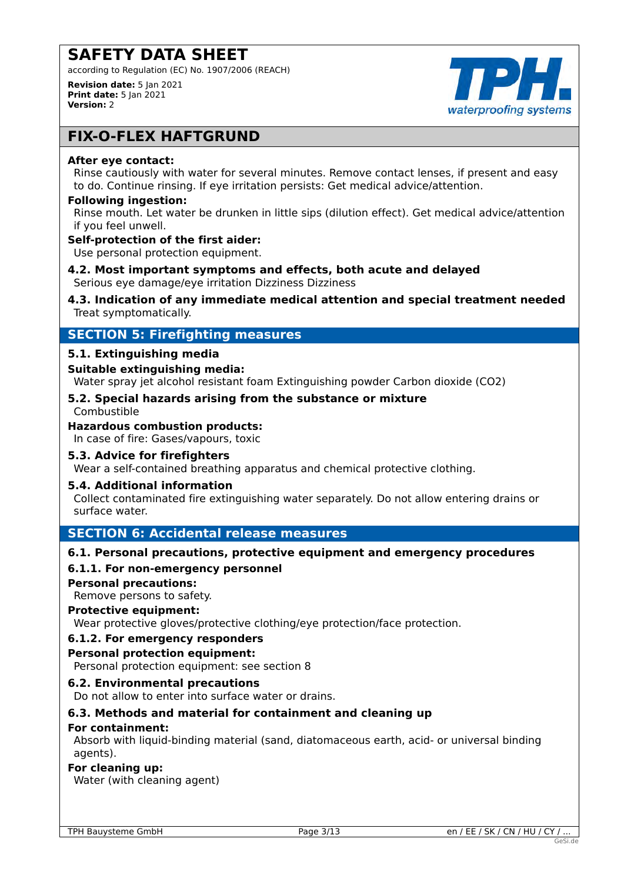**After eye contact:**

Rinse cautiously with water for several minutes. Remove contact lenses, if present and easy to do. Continue rinsing. If eye irritation persists: Get medical advice/attention.

**Following ingestion:**

Rinse mouth. Let water be drunken in little sips (dilution effect). Get medical advice/attention if you feel unwell.

**Self-protection of the first aider:**

Use personal protection equipment.

### 4.2. Most important symptoms and effects, both acute and delayed

Serious eye damage/eye irritation Dizziness Dizziness

### 4.3. Indication of any immediate medical attention and special treatment needed

Treat symptomatically.

## SECTION 5: Firefighting measures

### 5.1. Extinguishing media

**Suitable extinguishing media:**

Water spray jet alcohol resistant foam Extinguishing powder Carbon dioxide ($CO_2$)

### 5.2. Special hazards arising from the substance or mixture

Combustible

**Hazardous combustion products:**

In case of fire: Gases/vapours, toxic

### 5.3. Advice for firefighters

Wear a self-contained breathing apparatus and chemical protective clothing.

### 5.4. Additional information

Collect contaminated fire extinguishing water separately. Do not allow entering drains or surface water.

## SECTION 6: Accidental release measures

### 6.1. Personal precautions, protective equipment and emergency procedures

#### 6.1.1. For non-emergency personnel

**Personal precautions:**

Remove persons to safety.

**Protective equipment:**

Wear protective gloves/protective clothing/eye protection/face protection.

#### 6.1.2. For emergency responders

**Personal protection equipment:**

Personal protection equipment: see section 8

### 6.2. Environmental precautions

Do not allow to enter into surface water or drains.

### 6.3. Methods and material for containment and cleaning up

**For containment:**

Absorb with liquid-binding material (sand, diatomaceous earth, acid- or universal binding agents).

**For cleaning up:**

Water (with cleaning agent)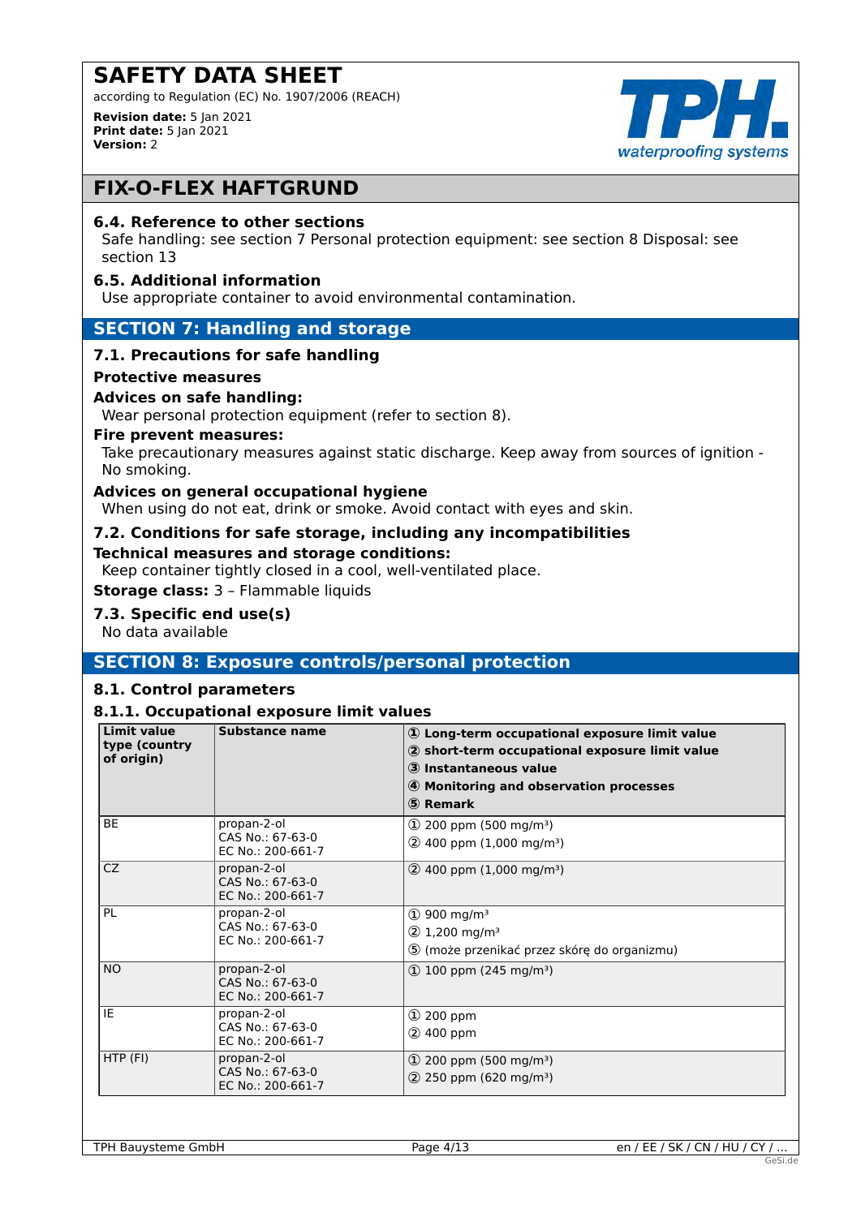# SAFETY DATA SHEET

according to Regulation (EC) No. 1907/2006 (REACH)

**Revision date:** 5 Jan 2021
**Print date:** 5 Jan 2021
**Version:** 2

## FIX-O-FLEX HAFTGRUND

### 6.4. Reference to other sections

Safe handling: see section 7 Personal protection equipment: see section 8 Disposal: see section 13

### 6.5. Additional information

Use appropriate container to avoid environmental contamination.

## SECTION 7: Handling and storage

### 7.1. Precautions for safe handling

**Protective measures**

**Advices on safe handling:**

Wear personal protection equipment (refer to section 8).

**Fire prevent measures:**

Take precautionary measures against static discharge. Keep away from sources of ignition - No smoking.

**Advices on general occupational hygiene**

When using do not eat, drink or smoke. Avoid contact with eyes and skin.

### 7.2. Conditions for safe storage, including any incompatibilities

**Technical measures and storage conditions:**

Keep container tightly closed in a cool, well-ventilated place.

**Storage class:** 3 – Flammable liquids

### 7.3. Specific end use(s)

No data available

## SECTION 8: Exposure controls/personal protection

### 8.1. Control parameters

#### 8.1.1. Occupational exposure limit values

| Limit value type (country of origin) | Substance name | ① Long-term occupational exposure limit value<br>② short-term occupational exposure limit value<br>③ Instantaneous value<br>④ Monitoring and observation processes<br>⑤ Remark |
|---|---|---|
| BE | propan-2-ol<br>CAS No.: 67-63-0<br>EC No.: 200-661-7 | ① 200 ppm (500 mg/m³)<br>② 400 ppm (1,000 mg/m³) |
| CZ | propan-2-ol<br>CAS No.: 67-63-0<br>EC No.: 200-661-7 | ② 400 ppm (1,000 mg/m³) |
| PL | propan-2-ol<br>CAS No.: 67-63-0<br>EC No.: 200-661-7 | ① 900 mg/m³<br>② 1,200 mg/m³<br>⑤ (może przenikać przez skórę do organizmu) |
| NO | propan-2-ol<br>CAS No.: 67-63-0<br>EC No.: 200-661-7 | ① 100 ppm (245 mg/m³) |
| IE | propan-2-ol<br>CAS No.: 67-63-0<br>EC No.: 200-661-7 | ① 200 ppm<br>② 400 ppm |
| HTP (FI) | propan-2-ol<br>CAS No.: 67-63-0<br>EC No.: 200-661-7 | ① 200 ppm (500 mg/m³)<br>② 250 ppm (620 mg/m³) |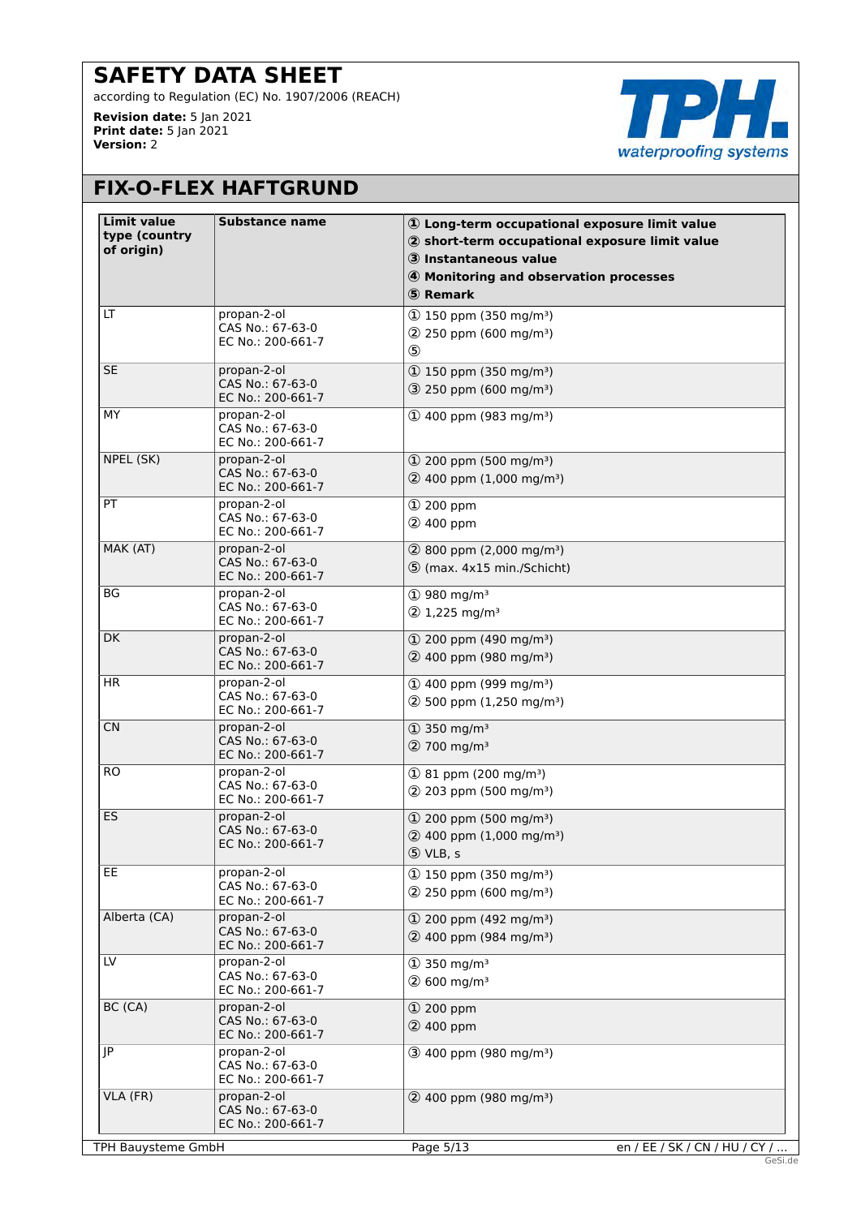# SAFETY DATA SHEET

according to Regulation (EC) No. 1907/2006 (REACH)

**Revision date:** 5 Jan 2021
**Print date:** 5 Jan 2021
**Version:** 2

## FIX-O-FLEX HAFTGRUND

| Limit value type (country of origin) | Substance name | ① Long-term occupational exposure limit value ② short-term occupational exposure limit value ③ Instantaneous value ④ Monitoring and observation processes ⑤ Remark |
|---|---|---|
| LT | propan-2-ol CAS No.: 67-63-0 EC No.: 200-661-7 | ① 150 ppm (350 mg/m³) ② 250 ppm (600 mg/m³) ⑤ |
| SE | propan-2-ol CAS No.: 67-63-0 EC No.: 200-661-7 | ① 150 ppm (350 mg/m³) ③ 250 ppm (600 mg/m³) |
| MY | propan-2-ol CAS No.: 67-63-0 EC No.: 200-661-7 | ① 400 ppm (983 mg/m³) |
| NPEL (SK) | propan-2-ol CAS No.: 67-63-0 EC No.: 200-661-7 | ① 200 ppm (500 mg/m³) ② 400 ppm (1,000 mg/m³) |
| PT | propan-2-ol CAS No.: 67-63-0 EC No.: 200-661-7 | ① 200 ppm ② 400 ppm |
| MAK (AT) | propan-2-ol CAS No.: 67-63-0 EC No.: 200-661-7 | ② 800 ppm (2,000 mg/m³) ⑤ (max. 4x15 min./Schicht) |
| BG | propan-2-ol CAS No.: 67-63-0 EC No.: 200-661-7 | ① 980 mg/m³ ② 1,225 mg/m³ |
| DK | propan-2-ol CAS No.: 67-63-0 EC No.: 200-661-7 | ① 200 ppm (490 mg/m³) ② 400 ppm (980 mg/m³) |
| HR | propan-2-ol CAS No.: 67-63-0 EC No.: 200-661-7 | ① 400 ppm (999 mg/m³) ② 500 ppm (1,250 mg/m³) |
| CN | propan-2-ol CAS No.: 67-63-0 EC No.: 200-661-7 | ① 350 mg/m³ ② 700 mg/m³ |
| RO | propan-2-ol CAS No.: 67-63-0 EC No.: 200-661-7 | ① 81 ppm (200 mg/m³) ② 203 ppm (500 mg/m³) |
| ES | propan-2-ol CAS No.: 67-63-0 EC No.: 200-661-7 | ① 200 ppm (500 mg/m³) ② 400 ppm (1,000 mg/m³) ⑤ VLB, s |
| EE | propan-2-ol CAS No.: 67-63-0 EC No.: 200-661-7 | ① 150 ppm (350 mg/m³) ② 250 ppm (600 mg/m³) |
| Alberta (CA) | propan-2-ol CAS No.: 67-63-0 EC No.: 200-661-7 | ① 200 ppm (492 mg/m³) ② 400 ppm (984 mg/m³) |
| LV | propan-2-ol CAS No.: 67-63-0 EC No.: 200-661-7 | ① 350 mg/m³ ② 600 mg/m³ |
| BC (CA) | propan-2-ol CAS No.: 67-63-0 EC No.: 200-661-7 | ① 200 ppm ② 400 ppm |
| JP | propan-2-ol CAS No.: 67-63-0 EC No.: 200-661-7 | ③ 400 ppm (980 mg/m³) |
| VLA (FR) | propan-2-ol CAS No.: 67-63-0 EC No.: 200-661-7 | ② 400 ppm (980 mg/m³) |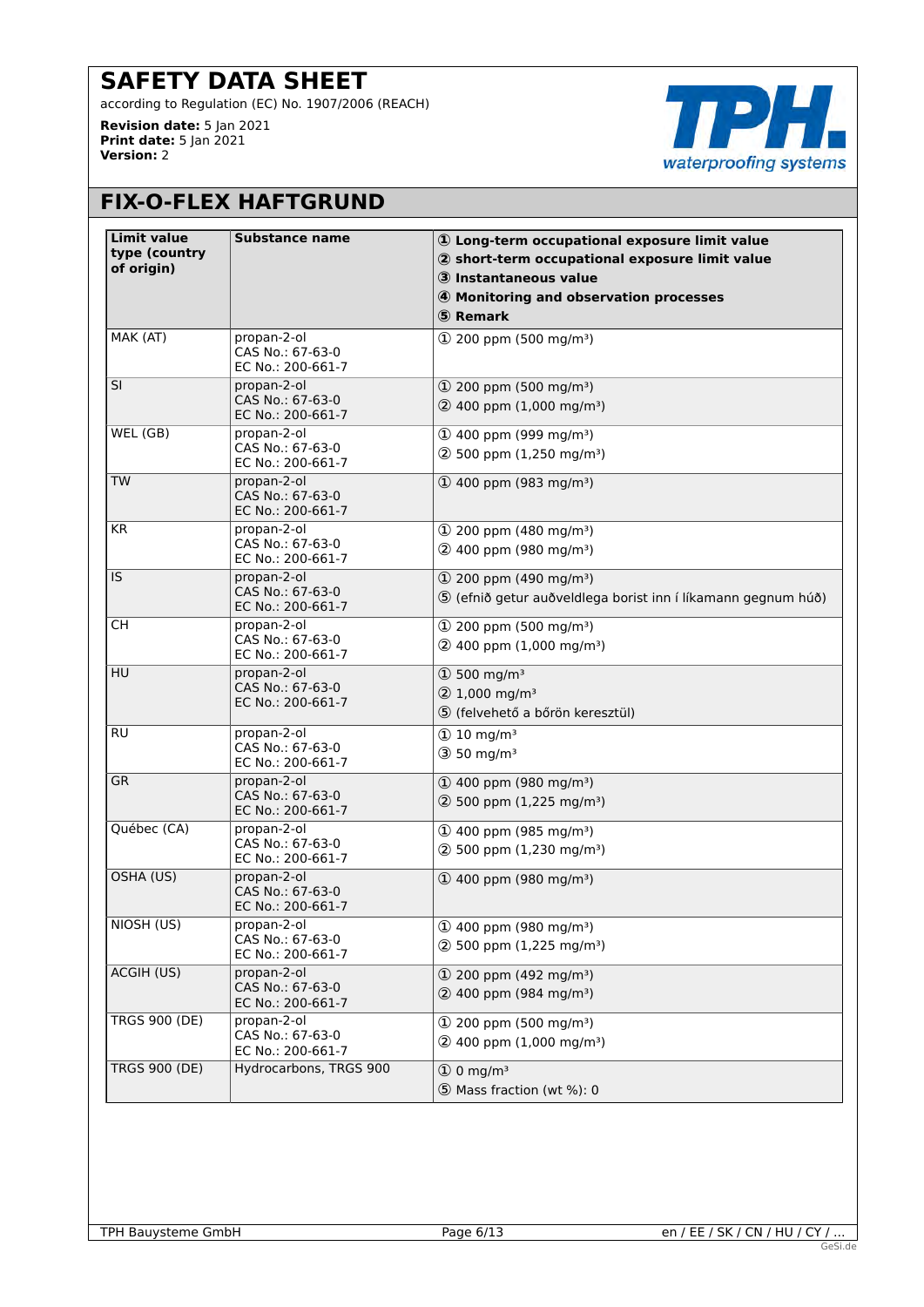# SAFETY DATA SHEET

according to Regulation (EC) No. 1907/2006 (REACH)

**Revision date:** 5 Jan 2021
**Print date:** 5 Jan 2021
**Version:** 2

## FIX-O-FLEX HAFTGRUND

| Limit value type (country of origin) | Substance name | ① Long-term occupational exposure limit value ② short-term occupational exposure limit value ③ Instantaneous value ④ Monitoring and observation processes ⑤ Remark |
|---|---|---|
| MAK (AT) | propan-2-ol<br>CAS No.: 67-63-0<br>EC No.: 200-661-7 | ① 200 ppm (500 mg/m³) |
| SI | propan-2-ol<br>CAS No.: 67-63-0<br>EC No.: 200-661-7 | ① 200 ppm (500 mg/m³)<br>② 400 ppm (1,000 mg/m³) |
| WEL (GB) | propan-2-ol<br>CAS No.: 67-63-0<br>EC No.: 200-661-7 | ① 400 ppm (999 mg/m³)<br>② 500 ppm (1,250 mg/m³) |
| TW | propan-2-ol<br>CAS No.: 67-63-0<br>EC No.: 200-661-7 | ① 400 ppm (983 mg/m³) |
| KR | propan-2-ol<br>CAS No.: 67-63-0<br>EC No.: 200-661-7 | ① 200 ppm (480 mg/m³)<br>② 400 ppm (980 mg/m³) |
| IS | propan-2-ol<br>CAS No.: 67-63-0<br>EC No.: 200-661-7 | ① 200 ppm (490 mg/m³)<br>⑤ (efnið getur auðveldlega borist inn í líkamann gegnum húð) |
| CH | propan-2-ol<br>CAS No.: 67-63-0<br>EC No.: 200-661-7 | ① 200 ppm (500 mg/m³)<br>② 400 ppm (1,000 mg/m³) |
| HU | propan-2-ol<br>CAS No.: 67-63-0<br>EC No.: 200-661-7 | ① 500 mg/m³<br>② 1,000 mg/m³<br>⑤ (felvehető a bőrön keresztül) |
| RU | propan-2-ol<br>CAS No.: 67-63-0<br>EC No.: 200-661-7 | ① 10 mg/m³<br>③ 50 mg/m³ |
| GR | propan-2-ol<br>CAS No.: 67-63-0<br>EC No.: 200-661-7 | ① 400 ppm (980 mg/m³)<br>② 500 ppm (1,225 mg/m³) |
| Québec (CA) | propan-2-ol<br>CAS No.: 67-63-0<br>EC No.: 200-661-7 | ① 400 ppm (985 mg/m³)<br>② 500 ppm (1,230 mg/m³) |
| OSHA (US) | propan-2-ol<br>CAS No.: 67-63-0<br>EC No.: 200-661-7 | ① 400 ppm (980 mg/m³) |
| NIOSH (US) | propan-2-ol<br>CAS No.: 67-63-0<br>EC No.: 200-661-7 | ① 400 ppm (980 mg/m³)<br>② 500 ppm (1,225 mg/m³) |
| ACGIH (US) | propan-2-ol<br>CAS No.: 67-63-0<br>EC No.: 200-661-7 | ① 200 ppm (492 mg/m³)<br>② 400 ppm (984 mg/m³) |
| TRGS 900 (DE) | propan-2-ol<br>CAS No.: 67-63-0<br>EC No.: 200-661-7 | ① 200 ppm (500 mg/m³)<br>② 400 ppm (1,000 mg/m³) |
| TRGS 900 (DE) | Hydrocarbons, TRGS 900 | ① 0 mg/m³<br>⑤ Mass fraction (wt %): 0 |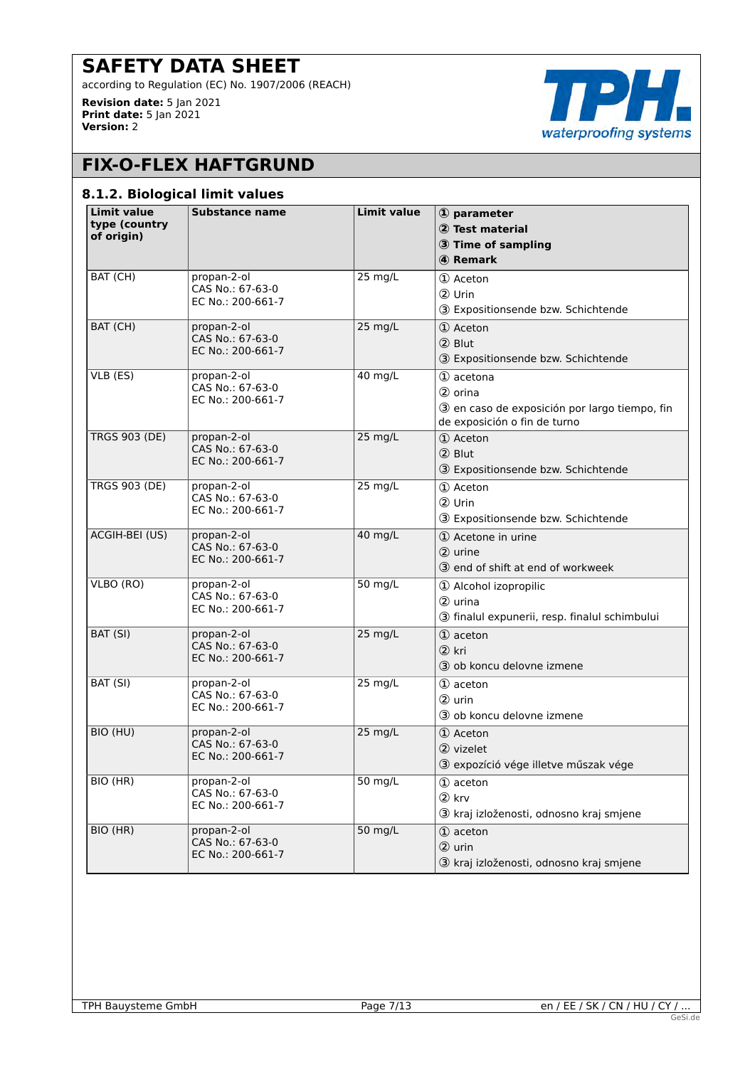# FIX-O-FLEX HAFTGRUND

### 8.1.2. Biological limit values

| Limit value type (country of origin) | Substance name | Limit value | ① parameter<br>② Test material<br>③ Time of sampling<br>④ Remark |
|---|---|---|---|
| BAT (CH) | propan-2-ol<br>CAS No.: 67-63-0<br>EC No.: 200-661-7 | 25 mg/L | ① Aceton<br>② Urin<br>③ Expositionsende bzw. Schichtende |
| BAT (CH) | propan-2-ol<br>CAS No.: 67-63-0<br>EC No.: 200-661-7 | 25 mg/L | ① Aceton<br>② Blut<br>③ Expositionsende bzw. Schichtende |
| VLB (ES) | propan-2-ol<br>CAS No.: 67-63-0<br>EC No.: 200-661-7 | 40 mg/L | ① acetona<br>② orina<br>③ en caso de exposición por largo tiempo, fin de exposición o fin de turno |
| TRGS 903 (DE) | propan-2-ol<br>CAS No.: 67-63-0<br>EC No.: 200-661-7 | 25 mg/L | ① Aceton<br>② Blut<br>③ Expositionsende bzw. Schichtende |
| TRGS 903 (DE) | propan-2-ol<br>CAS No.: 67-63-0<br>EC No.: 200-661-7 | 25 mg/L | ① Aceton<br>② Urin<br>③ Expositionsende bzw. Schichtende |
| ACGIH-BEI (US) | propan-2-ol<br>CAS No.: 67-63-0<br>EC No.: 200-661-7 | 40 mg/L | ① Acetone in urine<br>② urine<br>③ end of shift at end of workweek |
| VLBO (RO) | propan-2-ol<br>CAS No.: 67-63-0<br>EC No.: 200-661-7 | 50 mg/L | ① Alcohol izopropilic<br>② urina<br>③ finalul expunerii, resp. finalul schimbului |
| BAT (SI) | propan-2-ol<br>CAS No.: 67-63-0<br>EC No.: 200-661-7 | 25 mg/L | ① aceton<br>② kri<br>③ ob koncu delovne izmene |
| BAT (SI) | propan-2-ol<br>CAS No.: 67-63-0<br>EC No.: 200-661-7 | 25 mg/L | ① aceton<br>② urin<br>③ ob koncu delovne izmene |
| BIO (HU) | propan-2-ol<br>CAS No.: 67-63-0<br>EC No.: 200-661-7 | 25 mg/L | ① Aceton<br>② vizelet<br>③ expozíció vége illetve műszak vége |
| BIO (HR) | propan-2-ol<br>CAS No.: 67-63-0<br>EC No.: 200-661-7 | 50 mg/L | ① aceton<br>② krv<br>③ kraj izloženosti, odnosno kraj smjene |
| BIO (HR) | propan-2-ol<br>CAS No.: 67-63-0<br>EC No.: 200-661-7 | 50 mg/L | ① aceton<br>② urin<br>③ kraj izloženosti, odnosno kraj smjene |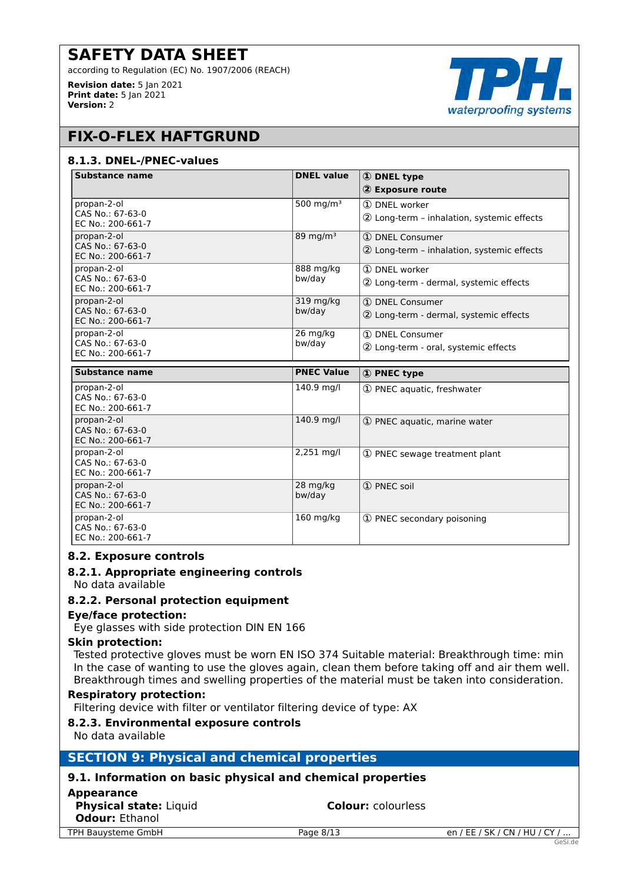# SAFETY DATA SHEET

according to Regulation (EC) No. 1907/2006 (REACH)

**Revision date:** 5 Jan 2021
**Print date:** 5 Jan 2021
**Version:** 2

## FIX-O-FLEX HAFTGRUND

### 8.1.3. DNEL-/PNEC-values

| Substance name | DNEL value | ① DNEL type ② Exposure route |
|---|---|---|
| propan-2-ol CAS No.: 67-63-0 EC No.: 200-661-7 | 500 mg/m³ | ① DNEL worker ② Long-term – inhalation, systemic effects |
| propan-2-ol CAS No.: 67-63-0 EC No.: 200-661-7 | 89 mg/m³ | ① DNEL Consumer ② Long-term – inhalation, systemic effects |
| propan-2-ol CAS No.: 67-63-0 EC No.: 200-661-7 | 888 mg/kg bw/day | ① DNEL worker ② Long-term - dermal, systemic effects |
| propan-2-ol CAS No.: 67-63-0 EC No.: 200-661-7 | 319 mg/kg bw/day | ① DNEL Consumer ② Long-term - dermal, systemic effects |
| propan-2-ol CAS No.: 67-63-0 EC No.: 200-661-7 | 26 mg/kg bw/day | ① DNEL Consumer ② Long-term - oral, systemic effects |

| Substance name | PNEC Value | ① PNEC type |
|---|---|---|
| propan-2-ol CAS No.: 67-63-0 EC No.: 200-661-7 | 140.9 mg/l | ① PNEC aquatic, freshwater |
| propan-2-ol CAS No.: 67-63-0 EC No.: 200-661-7 | 140.9 mg/l | ① PNEC aquatic, marine water |
| propan-2-ol CAS No.: 67-63-0 EC No.: 200-661-7 | 2,251 mg/l | ① PNEC sewage treatment plant |
| propan-2-ol CAS No.: 67-63-0 EC No.: 200-661-7 | 28 mg/kg bw/day | ① PNEC soil |
| propan-2-ol CAS No.: 67-63-0 EC No.: 200-661-7 | 160 mg/kg | ① PNEC secondary poisoning |

### 8.2. Exposure controls

#### 8.2.1. Appropriate engineering controls

No data available

#### 8.2.2. Personal protection equipment

**Eye/face protection:**

Eye glasses with side protection DIN EN 166

**Skin protection:**

Tested protective gloves must be worn EN ISO 374 Suitable material: Breakthrough time: min
In the case of wanting to use the gloves again, clean them before taking off and air them well.
Breakthrough times and swelling properties of the material must be taken into consideration.

**Respiratory protection:**

Filtering device with filter or ventilator filtering device of type: AX

#### 8.2.3. Environmental exposure controls

No data available

## SECTION 9: Physical and chemical properties

### 9.1. Information on basic physical and chemical properties

**Appearance**

**Physical state:** Liquid

**Colour:** colourless

**Odour:** Ethanol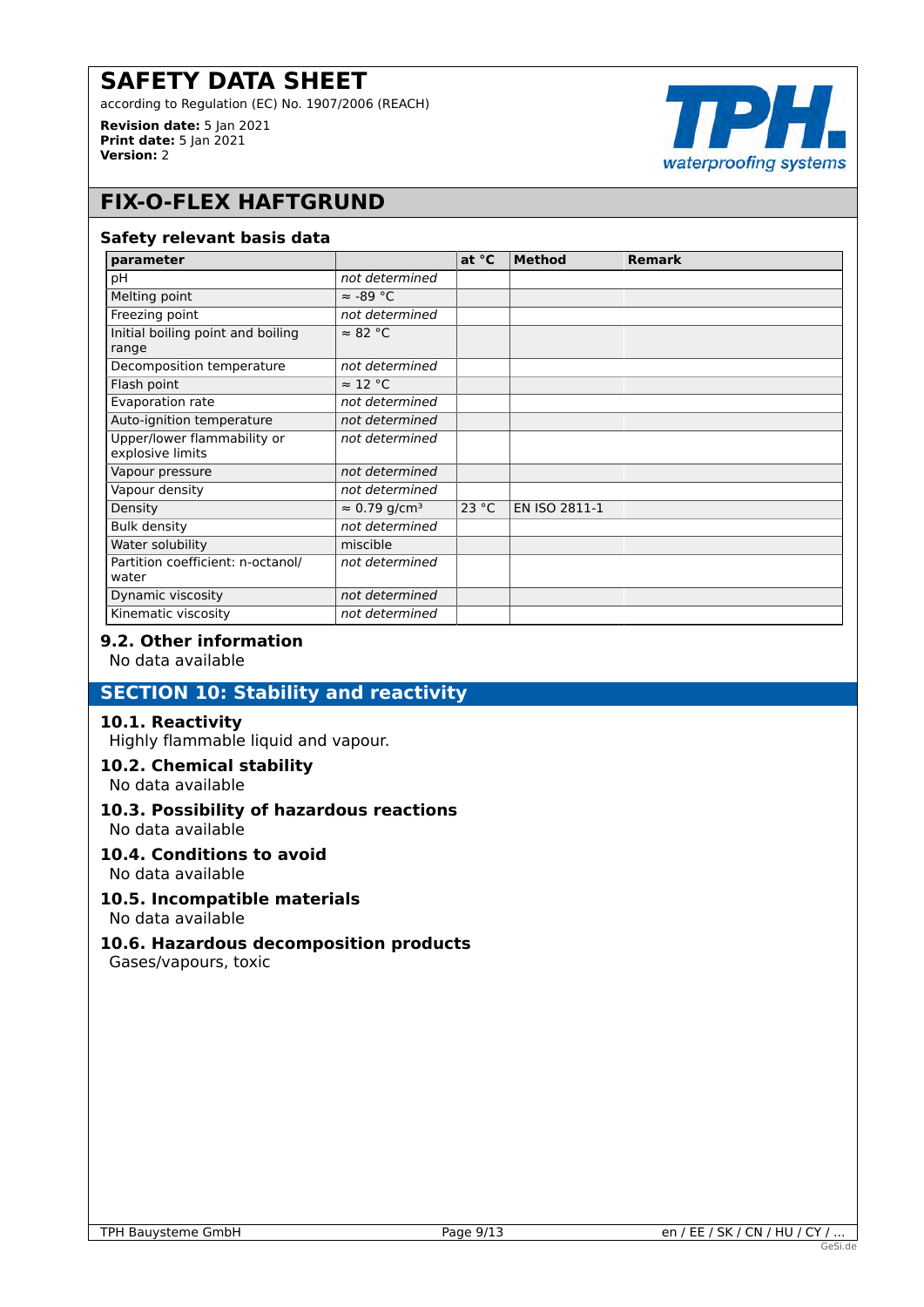## FIX-O-FLEX HAFTGRUND

### Safety relevant basis data

| parameter | | at °C | Method | Remark |
|---|---|---|---|---|
| pH | *not determined* | | | |
| Melting point | ≈ -89 °C | | | |
| Freezing point | *not determined* | | | |
| Initial boiling point and boiling range | ≈ 82 °C | | | |
| Decomposition temperature | *not determined* | | | |
| Flash point | ≈ 12 °C | | | |
| Evaporation rate | *not determined* | | | |
| Auto-ignition temperature | *not determined* | | | |
| Upper/lower flammability or explosive limits | *not determined* | | | |
| Vapour pressure | *not determined* | | | |
| Vapour density | *not determined* | | | |
| Density | ≈ 0.79 g/cm³ | 23 °C | EN ISO 2811-1 | |
| Bulk density | *not determined* | | | |
| Water solubility | miscible | | | |
| Partition coefficient: n-octanol/ water | *not determined* | | | |
| Dynamic viscosity | *not determined* | | | |
| Kinematic viscosity | *not determined* | | | |

### 9.2. Other information

No data available

## SECTION 10: Stability and reactivity

### 10.1. Reactivity

Highly flammable liquid and vapour.

### 10.2. Chemical stability

No data available

### 10.3. Possibility of hazardous reactions

No data available

### 10.4. Conditions to avoid

No data available

### 10.5. Incompatible materials

No data available

### 10.6. Hazardous decomposition products

Gases/vapours, toxic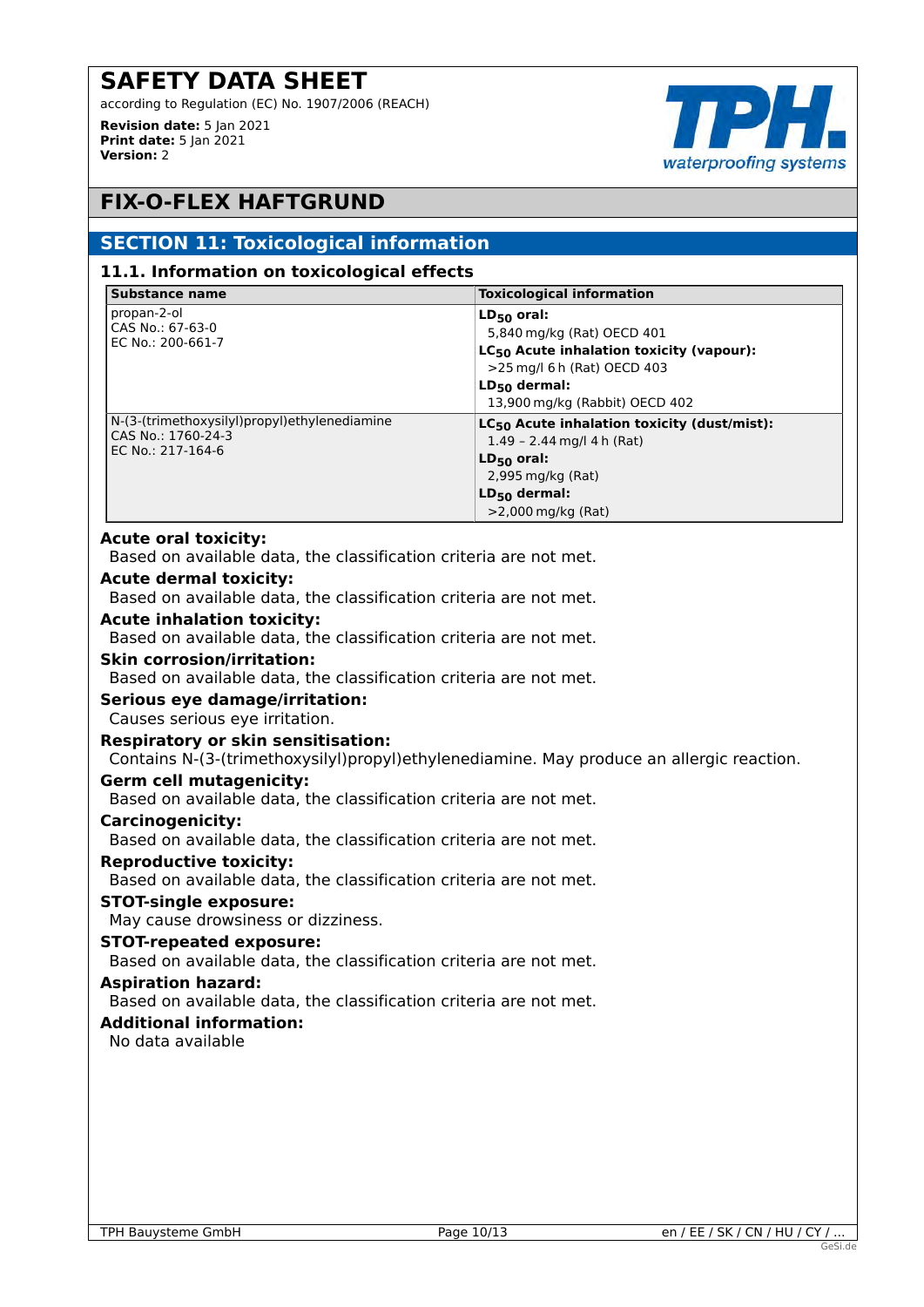# SAFETY DATA SHEET

according to Regulation (EC) No. 1907/2006 (REACH)

**Revision date:** 5 Jan 2021
**Print date:** 5 Jan 2021
**Version:** 2

# FIX-O-FLEX HAFTGRUND

## SECTION 11: Toxicological information

### 11.1. Information on toxicological effects

| Substance name | Toxicological information |
|---|---|
| propan-2-ol<br>CAS No.: 67-63-0<br>EC No.: 200-661-7 | **$LD_{50}$ oral:**<br>5,840 mg/kg (Rat) OECD 401<br>**$LC_{50}$ Acute inhalation toxicity (vapour):**<br>>25 mg/l 6 h (Rat) OECD 403<br>**$LD_{50}$ dermal:**<br>13,900 mg/kg (Rabbit) OECD 402 |
| N-(3-(trimethoxysilyl)propyl)ethylenediamine<br>CAS No.: 1760-24-3<br>EC No.: 217-164-6 | **$LC_{50}$ Acute inhalation toxicity (dust/mist):**<br>1.49 – 2.44 mg/l 4 h (Rat)<br>**$LD_{50}$ oral:**<br>2,995 mg/kg (Rat)<br>**$LD_{50}$ dermal:**<br>>2,000 mg/kg (Rat) |

**Acute oral toxicity:**
Based on available data, the classification criteria are not met.

**Acute dermal toxicity:**
Based on available data, the classification criteria are not met.

**Acute inhalation toxicity:**
Based on available data, the classification criteria are not met.

**Skin corrosion/irritation:**
Based on available data, the classification criteria are not met.

**Serious eye damage/irritation:**
Causes serious eye irritation.

**Respiratory or skin sensitisation:**
Contains N-(3-(trimethoxysilyl)propyl)ethylenediamine. May produce an allergic reaction.

**Germ cell mutagenicity:**
Based on available data, the classification criteria are not met.

**Carcinogenicity:**
Based on available data, the classification criteria are not met.

**Reproductive toxicity:**
Based on available data, the classification criteria are not met.

**STOT-single exposure:**
May cause drowsiness or dizziness.

**STOT-repeated exposure:**
Based on available data, the classification criteria are not met.

**Aspiration hazard:**
Based on available data, the classification criteria are not met.

**Additional information:**
No data available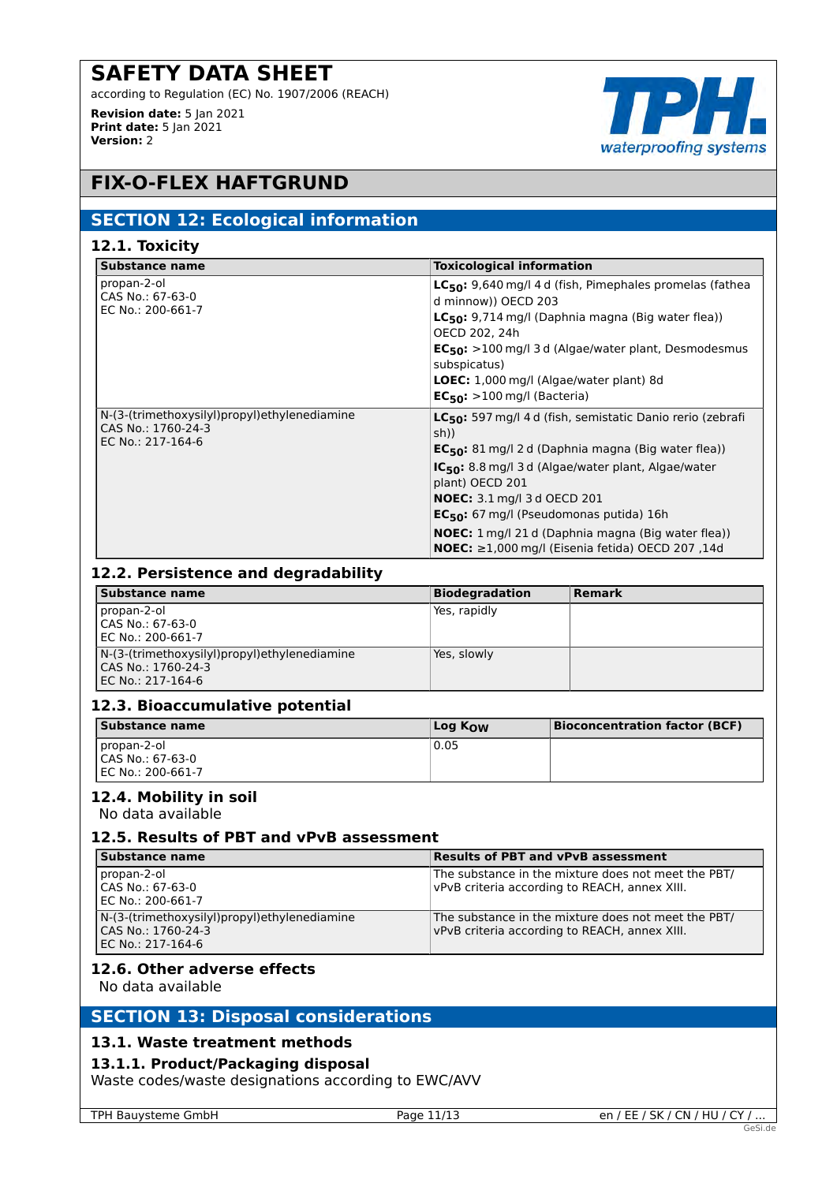# SAFETY DATA SHEET

according to Regulation (EC) No. 1907/2006 (REACH)

**Revision date:** 5 Jan 2021
**Print date:** 5 Jan 2021
**Version:** 2

# FIX-O-FLEX HAFTGRUND

## SECTION 12: Ecological information

### 12.1. Toxicity

| Substance name | Toxicological information |
|---|---|
| propan-2-ol<br>CAS No.: 67-63-0<br>EC No.: 200-661-7 | **$LC_{50}$:** 9,640 mg/l 4 d (fish, Pimephales promelas (fathead minnow)) OECD 203<br>**$LC_{50}$:** 9,714 mg/l (Daphnia magna (Big water flea)) OECD 202, 24h<br>**$EC_{50}$:** >100 mg/l 3 d (Algae/water plant, Desmodesmus subspicatus)<br>**LOEC:** 1,000 mg/l (Algae/water plant) 8d<br>**$EC_{50}$:** >100 mg/l (Bacteria) |
| N-(3-(trimethoxysilyl)propyl)ethylenediamine<br>CAS No.: 1760-24-3<br>EC No.: 217-164-6 | **$LC_{50}$:** 597 mg/l 4 d (fish, semistatic Danio rerio (zebrafish))<br>**$EC_{50}$:** 81 mg/l 2 d (Daphnia magna (Big water flea))<br>**$IC_{50}$:** 8.8 mg/l 3 d (Algae/water plant, Algae/water plant) OECD 201<br>**NOEC:** 3.1 mg/l 3 d OECD 201<br>**$EC_{50}$:** 67 mg/l (Pseudomonas putida) 16h<br>**NOEC:** 1 mg/l 21 d (Daphnia magna (Big water flea))<br>**NOEC:** ≥1,000 mg/l (Eisenia fetida) OECD 207 ,14d |

### 12.2. Persistence and degradability

| Substance name | Biodegradation | Remark |
|---|---|---|
| propan-2-ol<br>CAS No.: 67-63-0<br>EC No.: 200-661-7 | Yes, rapidly | |
| N-(3-(trimethoxysilyl)propyl)ethylenediamine<br>CAS No.: 1760-24-3<br>EC No.: 217-164-6 | Yes, slowly | |

### 12.3. Bioaccumulative potential

| Substance name | Log $K_{OW}$ | Bioconcentration factor (BCF) |
|---|---|---|
| propan-2-ol<br>CAS No.: 67-63-0<br>EC No.: 200-661-7 | 0.05 | |

### 12.4. Mobility in soil

No data available

### 12.5. Results of PBT and vPvB assessment

| Substance name | Results of PBT and vPvB assessment |
|---|---|
| propan-2-ol<br>CAS No.: 67-63-0<br>EC No.: 200-661-7 | The substance in the mixture does not meet the PBT/ vPvB criteria according to REACH, annex XIII. |
| N-(3-(trimethoxysilyl)propyl)ethylenediamine<br>CAS No.: 1760-24-3<br>EC No.: 217-164-6 | The substance in the mixture does not meet the PBT/ vPvB criteria according to REACH, annex XIII. |

### 12.6. Other adverse effects

No data available

## SECTION 13: Disposal considerations

### 13.1. Waste treatment methods

#### 13.1.1. Product/Packaging disposal

Waste codes/waste designations according to EWC/AVV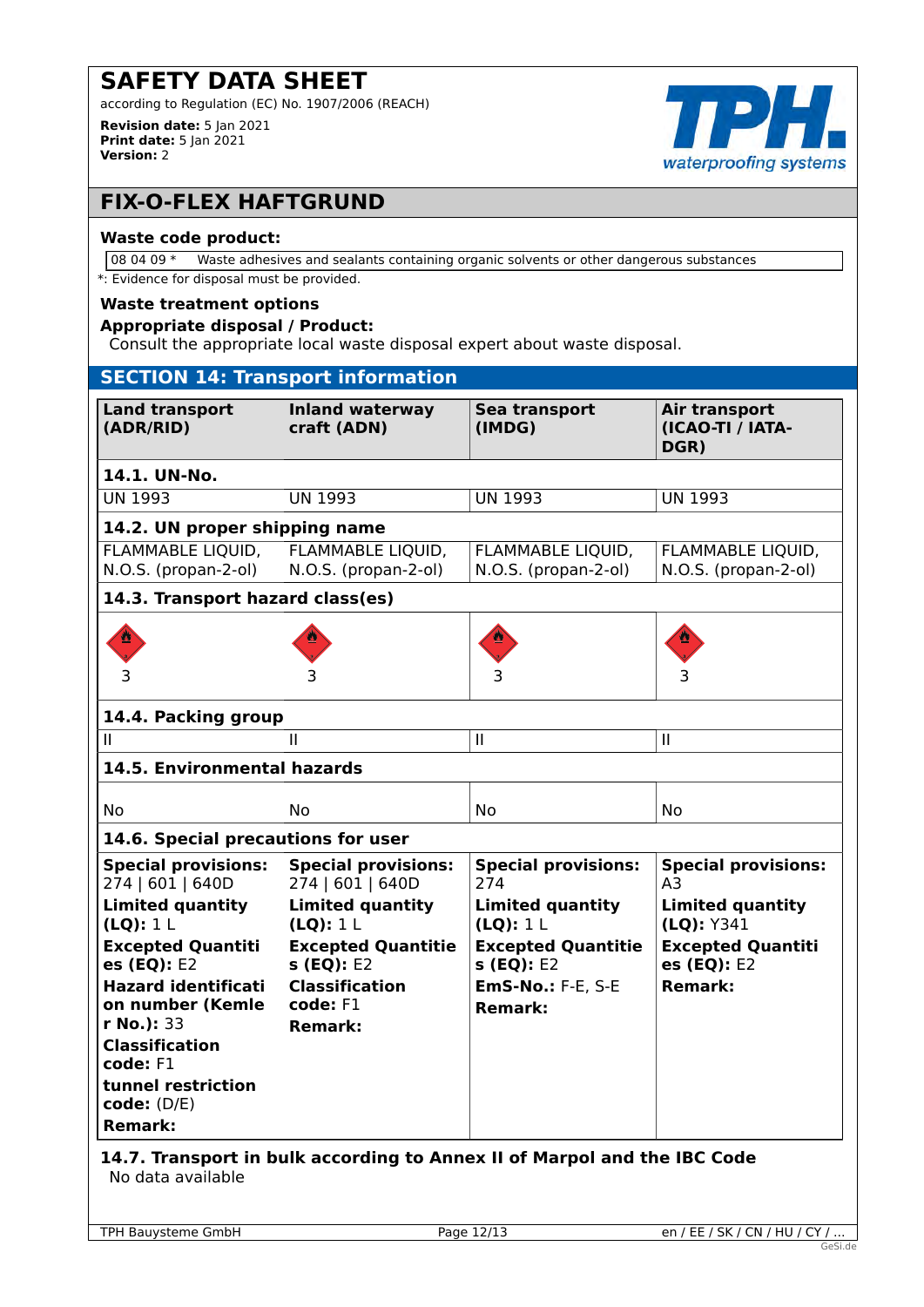# SAFETY DATA SHEET

according to Regulation (EC) No. 1907/2006 (REACH)

**Revision date:** 5 Jan 2021
**Print date:** 5 Jan 2021
**Version:** 2

## FIX-O-FLEX HAFTGRUND

**Waste code product:**

| 08 04 09 * | Waste adhesives and sealants containing organic solvents or other dangerous substances |
|---|---|

*: Evidence for disposal must be provided.

**Waste treatment options**

**Appropriate disposal / Product:**

Consult the appropriate local waste disposal expert about waste disposal.

## SECTION 14: Transport information

| Land transport (ADR/RID) | Inland waterway craft (ADN) | Sea transport (IMDG) | Air transport (ICAO-TI / IATA-DGR) |
|---|---|---|---|
| **14.1. UN-No.** | | | |
| UN 1993 | UN 1993 | UN 1993 | UN 1993 |
| **14.2. UN proper shipping name** | | | |
| FLAMMABLE LIQUID, N.O.S. (propan-2-ol) | FLAMMABLE LIQUID, N.O.S. (propan-2-ol) | FLAMMABLE LIQUID, N.O.S. (propan-2-ol) | FLAMMABLE LIQUID, N.O.S. (propan-2-ol) |
| **14.3. Transport hazard class(es)** | | | |
| 3 | 3 | 3 | 3 |
| **14.4. Packing group** | | | |
| II | II | II | II |
| **14.5. Environmental hazards** | | | |
| No | No | No | No |
| **14.6. Special precautions for user** | | | |
| **Special provisions:** 274 \| 601 \| 640D<br>**Limited quantity (LQ):** 1 L<br>**Excepted Quantities (EQ):** E2<br>**Hazard identification number (Kemler No.):** 33<br>**Classification code:** F1<br>**tunnel restriction code:** (D/E)<br>**Remark:** | **Special provisions:** 274 \| 601 \| 640D<br>**Limited quantity (LQ):** 1 L<br>**Excepted Quantities (EQ):** E2<br>**Classification code:** F1<br>**Remark:** | **Special provisions:** 274<br>**Limited quantity (LQ):** 1 L<br>**Excepted Quantities (EQ):** E2<br>**EmS-No.:** F-E, S-E<br>**Remark:** | **Special provisions:** A3<br>**Limited quantity (LQ):** Y341<br>**Excepted Quantities (EQ):** E2<br>**Remark:** |

**14.7. Transport in bulk according to Annex II of Marpol and the IBC Code**

No data available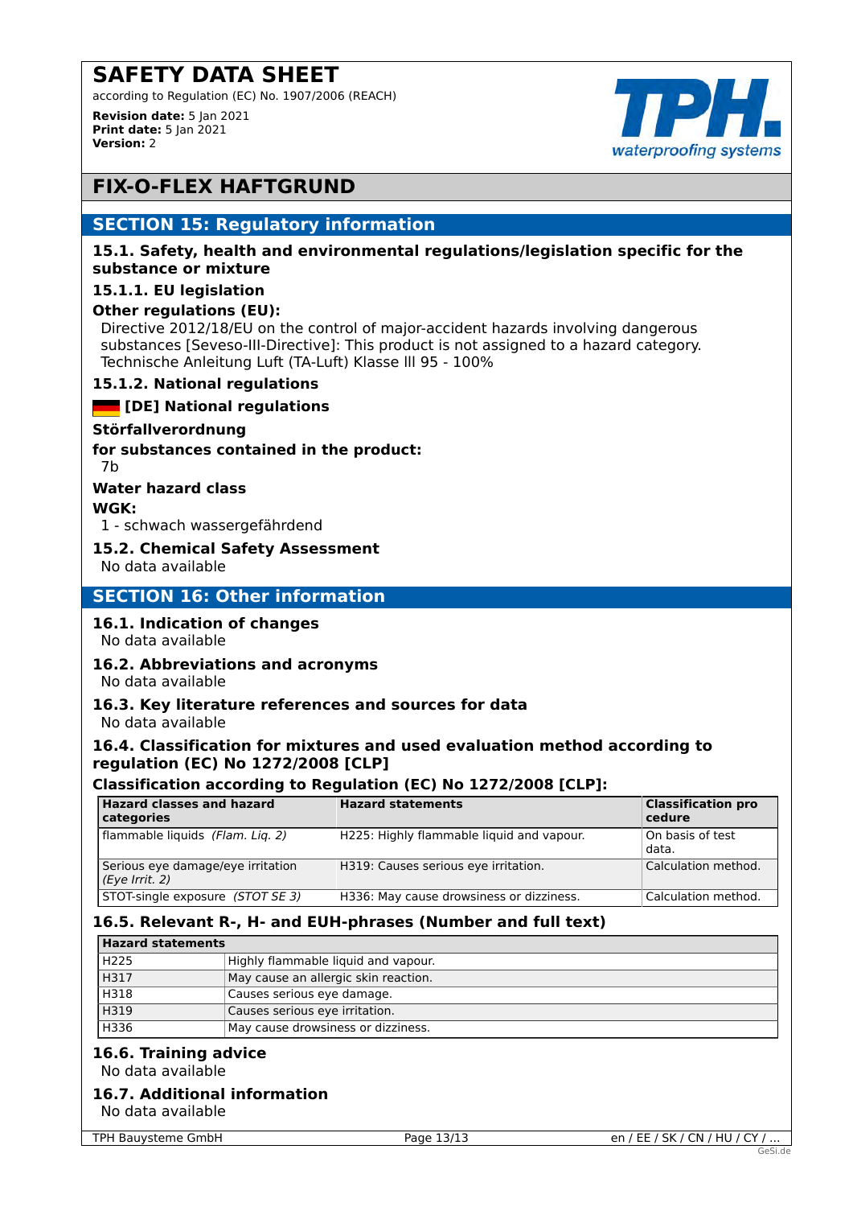# SAFETY DATA SHEET

according to Regulation (EC) No. 1907/2006 (REACH)

**Revision date:** 5 Jan 2021
**Print date:** 5 Jan 2021
**Version:** 2

# FIX-O-FLEX HAFTGRUND

## SECTION 15: Regulatory information

### 15.1. Safety, health and environmental regulations/legislation specific for the substance or mixture

#### 15.1.1. EU legislation

**Other regulations (EU):**

Directive 2012/18/EU on the control of major-accident hazards involving dangerous substances [Seveso-III-Directive]: This product is not assigned to a hazard category.
Technische Anleitung Luft (TA-Luft) Klasse III 95 - 100%

#### 15.1.2. National regulations

**[DE] National regulations**

**Störfallverordnung**

**for substances contained in the product:**
7b

**Water hazard class**

**WGK:**
1 - schwach wassergefährdend

### 15.2. Chemical Safety Assessment

No data available

## SECTION 16: Other information

### 16.1. Indication of changes

No data available

### 16.2. Abbreviations and acronyms

No data available

### 16.3. Key literature references and sources for data

No data available

### 16.4. Classification for mixtures and used evaluation method according to regulation (EC) No 1272/2008 [CLP]

**Classification according to Regulation (EC) No 1272/2008 [CLP]:**

| Hazard classes and hazard categories | Hazard statements | Classification procedure |
|---|---|---|
| flammable liquids *(Flam. Liq. 2)* | H225: Highly flammable liquid and vapour. | On basis of test data. |
| Serious eye damage/eye irritation *(Eye Irrit. 2)* | H319: Causes serious eye irritation. | Calculation method. |
| STOT-single exposure *(STOT SE 3)* | H336: May cause drowsiness or dizziness. | Calculation method. |

### 16.5. Relevant R-, H- and EUH-phrases (Number and full text)

| Hazard statements | |
|---|---|
| H225 | Highly flammable liquid and vapour. |
| H317 | May cause an allergic skin reaction. |
| H318 | Causes serious eye damage. |
| H319 | Causes serious eye irritation. |
| H336 | May cause drowsiness or dizziness. |

### 16.6. Training advice

No data available

### 16.7. Additional information

No data available